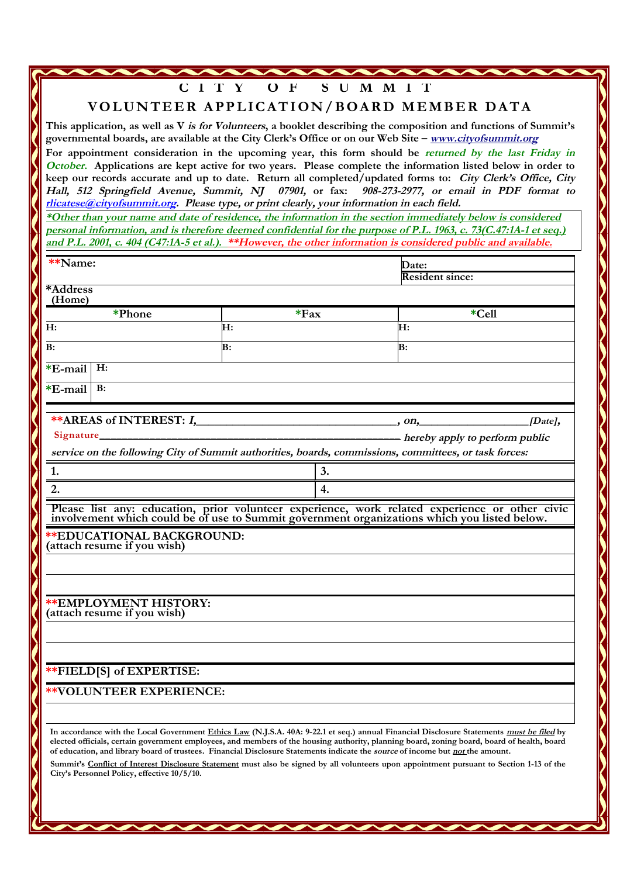# CITY OF SUMMIT

## VOLUNTEER APPLICATION/BOARD MEMBER DATA

**This application, as well as V *is for Volunteers*, a booklet describing the composition and functions of Summit's governmental boards, are available at the City Clerk's Office or on our Web Site – *www.cityofsummit.org***

**For appointment consideration in the upcoming year, this form should be *returned by the last Friday in October.* Applications are kept active for two years. Please complete the information listed below in order to keep our records accurate and up to date. Return all completed/updated forms to: *City Clerk's Office, City Hall, 512 Springfield Avenue, Summit, NJ 07901,* or fax: *908-273-2977, or email in PDF format to rlicatese@cityofsummit.org. Please type, or print clearly, your information in each field.***

***\*Other than your name and date of residence, the information in the section immediately below is considered personal information, and is therefore deemed confidential for the purpose of P.L. 1963, c. 73(C.47:1A-1 et seq.) and P.L. 2001, c. 404 (C47:1A-5 et al.). \*\*However, the other information is considered public and available.***

| **\*\*Name:** | | **Date:**<br>**Resident since:** |
|---|---|---|
| **\*Address (Home)** | | |
| **\*Phone** | **\*Fax** | **\*Cell** |
| **H:** | **H:** | **H:** |
| **B:** | **B:** | **B:** |
| **\*E-mail H:** | | |
| **\*E-mail B:** | | |

**\*\*AREAS of INTEREST:** ***I,*\_\_\_\_\_\_\_\_\_\_\_\_\_\_\_\_\_\_\_\_\_\_\_\_\_\_\_\_\_\_\_\_\_\_, *on,*\_\_\_\_\_\_\_\_\_\_\_\_\_\_\_\_\_\_\_*[Date],***

Signature\_\_\_\_\_\_\_\_\_\_\_\_\_\_\_\_\_\_\_\_\_\_\_\_\_\_\_\_\_\_\_\_\_\_\_\_\_\_\_\_\_\_\_\_\_\_\_\_\_\_\_\_\_ ***hereby apply to perform public service on the following City of Summit authorities, boards, commissions, committees, or task forces:***

| | |
|---|---|
| **1.** | **3.** |
| **2.** | **4.** |

**Please list any: education, prior volunteer experience, work related experience or other civic involvement which could be of use to Summit government organizations which you listed below.**

**\*\*EDUCATIONAL BACKGROUND:**
**(attach resume if you wish)**

**\*\*EMPLOYMENT HISTORY:**
**(attach resume if you wish)**

**\*\*FIELD[S] of EXPERTISE:**

**\*\*VOLUNTEER EXPERIENCE:**

**In accordance with the Local Government Ethics Law (N.J.S.A. 40A: 9-22.1 et seq.) annual Financial Disclosure Statements *must be filed* by elected officials, certain government employees, and members of the housing authority, planning board, zoning board, board of health, board of education, and library board of trustees. Financial Disclosure Statements indicate the *source* of income but *not* the amount.**

**Summit's Conflict of Interest Disclosure Statement must also be signed by all volunteers upon appointment pursuant to Section 1-13 of the City's Personnel Policy, effective 10/5/10.**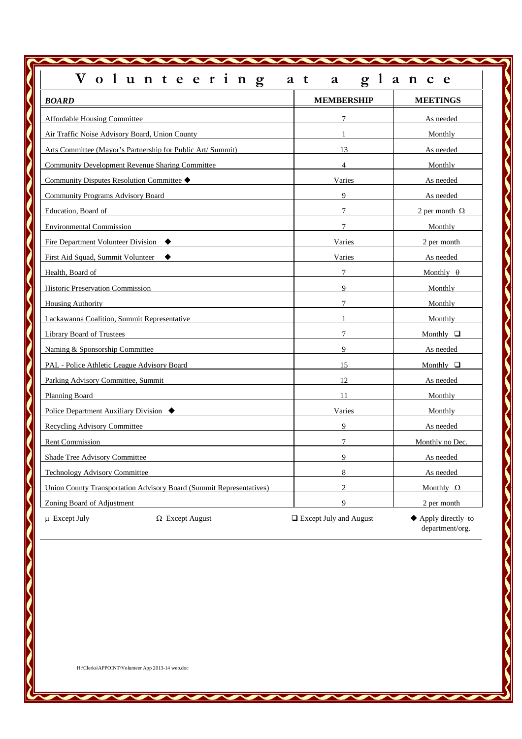# Volunteering at a glance

| *BOARD* | MEMBERSHIP | MEETINGS |
|---|---|---|
| Affordable Housing Committee | 7 | As needed |
| Air Traffic Noise Advisory Board, Union County | 1 | Monthly |
| Arts Committee (Mayor's Partnership for Public Art/ Summit) | 13 | As needed |
| Community Development Revenue Sharing Committee | 4 | Monthly |
| Community Disputes Resolution Committee ◆ | Varies | As needed |
| Community Programs Advisory Board | 9 | As needed |
| Education, Board of | 7 | 2 per month Ω |
| Environmental Commission | 7 | Monthly |
| Fire Department Volunteer Division ◆ | Varies | 2 per month |
| First Aid Squad, Summit Volunteer ◆ | Varies | As needed |
| Health, Board of | 7 | Monthly θ |
| Historic Preservation Commission | 9 | Monthly |
| Housing Authority | 7 | Monthly |
| Lackawanna Coalition, Summit Representative | 1 | Monthly |
| Library Board of Trustees | 7 | Monthly ❑ |
| Naming & Sponsorship Committee | 9 | As needed |
| PAL - Police Athletic League Advisory Board | 15 | Monthly ❑ |
| Parking Advisory Committee, Summit | 12 | As needed |
| Planning Board | 11 | Monthly |
| Police Department Auxiliary Division ◆ | Varies | Monthly |
| Recycling Advisory Committee | 9 | As needed |
| Rent Commission | 7 | Monthly no Dec. |
| Shade Tree Advisory Committee | 9 | As needed |
| Technology Advisory Committee | 8 | As needed |
| Union County Transportation Advisory Board (Summit Representatives) | 2 | Monthly Ω |
| Zoning Board of Adjustment | 9 | 2 per month |

µ Except July     Ω Except August     ❑ Except July and August     ◆ Apply directly to department/org.

H:\Clerks\APPOINT\Volunteer App 2013-14 web.doc